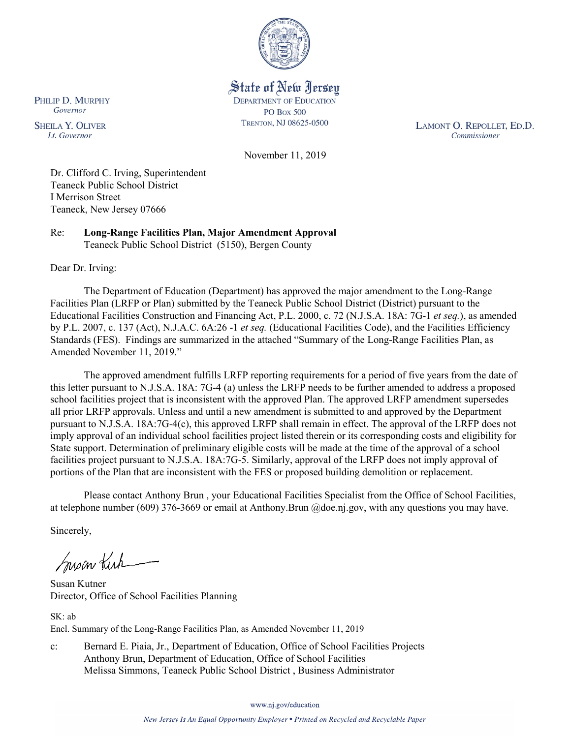State of New Jersey
DEPARTMENT OF EDUCATION
PO BOX 500
TRENTON, NJ 08625-0500

PHILIP D. MURPHY
*Governor*

SHEILA Y. OLIVER
*Lt. Governor*

LAMONT O. REPOLLET, ED.D.
*Commissioner*

November 11, 2019

Dr. Clifford C. Irving, Superintendent
Teaneck Public School District
I Merrison Street
Teaneck, New Jersey 07666

Re: **Long-Range Facilities Plan, Major Amendment Approval**
Teaneck Public School District (5150), Bergen County

Dear Dr. Irving:

The Department of Education (Department) has approved the major amendment to the Long-Range Facilities Plan (LRFP or Plan) submitted by the Teaneck Public School District (District) pursuant to the Educational Facilities Construction and Financing Act, P.L. 2000, c. 72 (N.J.S.A. 18A: 7G-1 *et seq.*), as amended by P.L. 2007, c. 137 (Act), N.J.A.C. 6A:26 -1 *et seq.* (Educational Facilities Code), and the Facilities Efficiency Standards (FES). Findings are summarized in the attached "Summary of the Long-Range Facilities Plan, as Amended November 11, 2019."

The approved amendment fulfills LRFP reporting requirements for a period of five years from the date of this letter pursuant to N.J.S.A. 18A: 7G-4 (a) unless the LRFP needs to be further amended to address a proposed school facilities project that is inconsistent with the approved Plan. The approved LRFP amendment supersedes all prior LRFP approvals. Unless and until a new amendment is submitted to and approved by the Department pursuant to N.J.S.A. 18A:7G-4(c), this approved LRFP shall remain in effect. The approval of the LRFP does not imply approval of an individual school facilities project listed therein or its corresponding costs and eligibility for State support. Determination of preliminary eligible costs will be made at the time of the approval of a school facilities project pursuant to N.J.S.A. 18A:7G-5. Similarly, approval of the LRFP does not imply approval of portions of the Plan that are inconsistent with the FES or proposed building demolition or replacement.

Please contact Anthony Brun , your Educational Facilities Specialist from the Office of School Facilities, at telephone number (609) 376-3669 or email at Anthony.Brun @doe.nj.gov, with any questions you may have.

Sincerely,

Susan Kutner
Director, Office of School Facilities Planning

SK: ab
Encl. Summary of the Long-Range Facilities Plan, as Amended November 11, 2019

c: Bernard E. Piaia, Jr., Department of Education, Office of School Facilities Projects
Anthony Brun, Department of Education, Office of School Facilities
Melissa Simmons, Teaneck Public School District , Business Administrator

www.nj.gov/education

*New Jersey Is An Equal Opportunity Employer • Printed on Recycled and Recyclable Paper*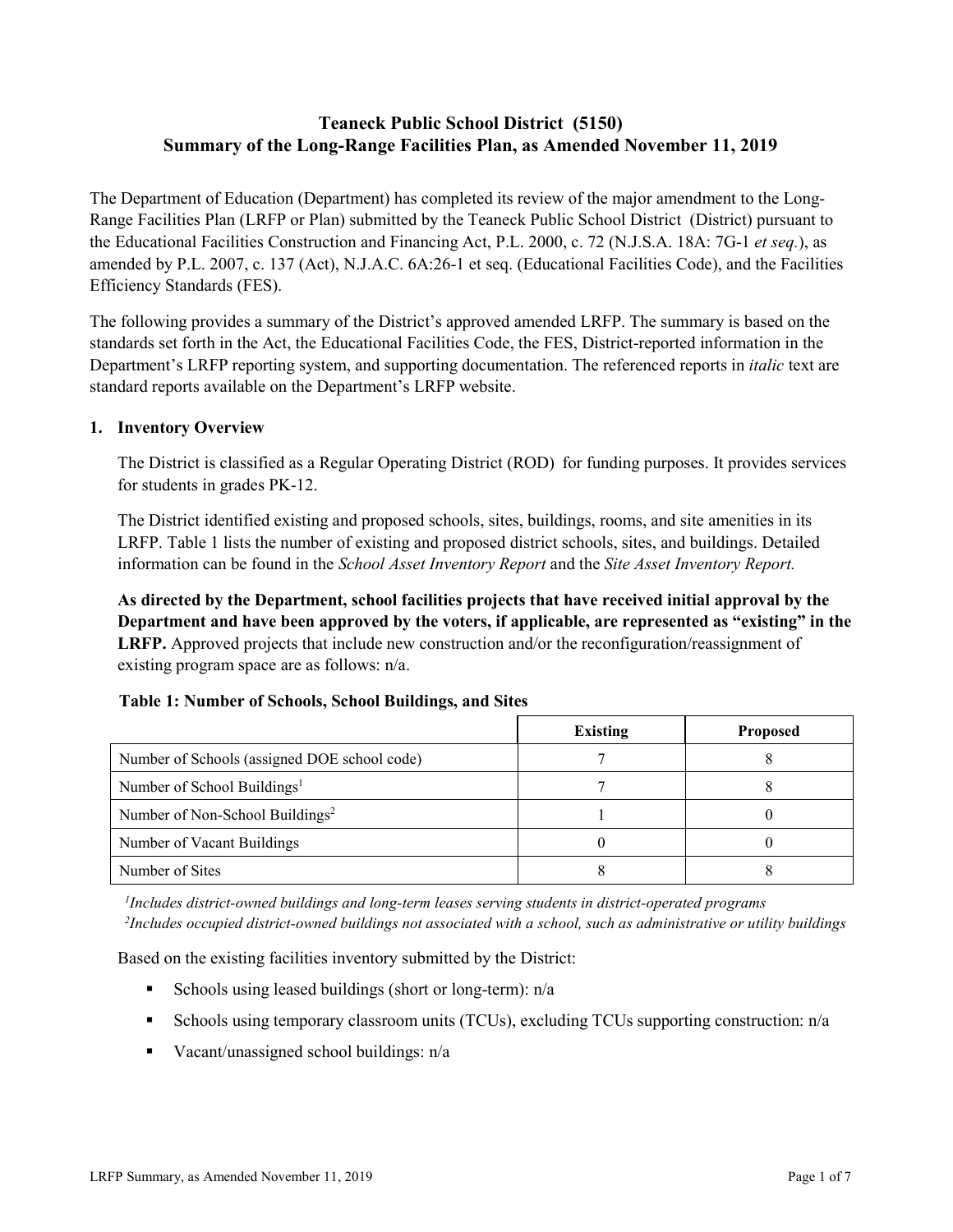# Teaneck Public School District (5150)
## Summary of the Long-Range Facilities Plan, as Amended November 11, 2019

The Department of Education (Department) has completed its review of the major amendment to the Long-Range Facilities Plan (LRFP or Plan) submitted by the Teaneck Public School District (District) pursuant to the Educational Facilities Construction and Financing Act, P.L. 2000, c. 72 (N.J.S.A. 18A: 7G-1 *et seq.*), as amended by P.L. 2007, c. 137 (Act), N.J.A.C. 6A:26-1 et seq. (Educational Facilities Code), and the Facilities Efficiency Standards (FES).

The following provides a summary of the District's approved amended LRFP. The summary is based on the standards set forth in the Act, the Educational Facilities Code, the FES, District-reported information in the Department's LRFP reporting system, and supporting documentation. The referenced reports in *italic* text are standard reports available on the Department's LRFP website.

### 1. Inventory Overview

The District is classified as a Regular Operating District (ROD) for funding purposes. It provides services for students in grades PK-12.

The District identified existing and proposed schools, sites, buildings, rooms, and site amenities in its LRFP. Table 1 lists the number of existing and proposed district schools, sites, and buildings. Detailed information can be found in the *School Asset Inventory Report* and the *Site Asset Inventory Report.*

**As directed by the Department, school facilities projects that have received initial approval by the Department and have been approved by the voters, if applicable, are represented as "existing" in the LRFP.** Approved projects that include new construction and/or the reconfiguration/reassignment of existing program space are as follows: n/a.

**Table 1: Number of Schools, School Buildings, and Sites**

| | Existing | Proposed |
|---|---|---|
| Number of Schools (assigned DOE school code) | 7 | 8 |
| Number of School Buildings[1] | 7 | 8 |
| Number of Non-School Buildings[2] | 1 | 0 |
| Number of Vacant Buildings | 0 | 0 |
| Number of Sites | 8 | 8 |

*[1]Includes district-owned buildings and long-term leases serving students in district-operated programs*
*[2]Includes occupied district-owned buildings not associated with a school, such as administrative or utility buildings*

Based on the existing facilities inventory submitted by the District:

- Schools using leased buildings (short or long-term): n/a
- Schools using temporary classroom units (TCUs), excluding TCUs supporting construction: n/a
- Vacant/unassigned school buildings: n/a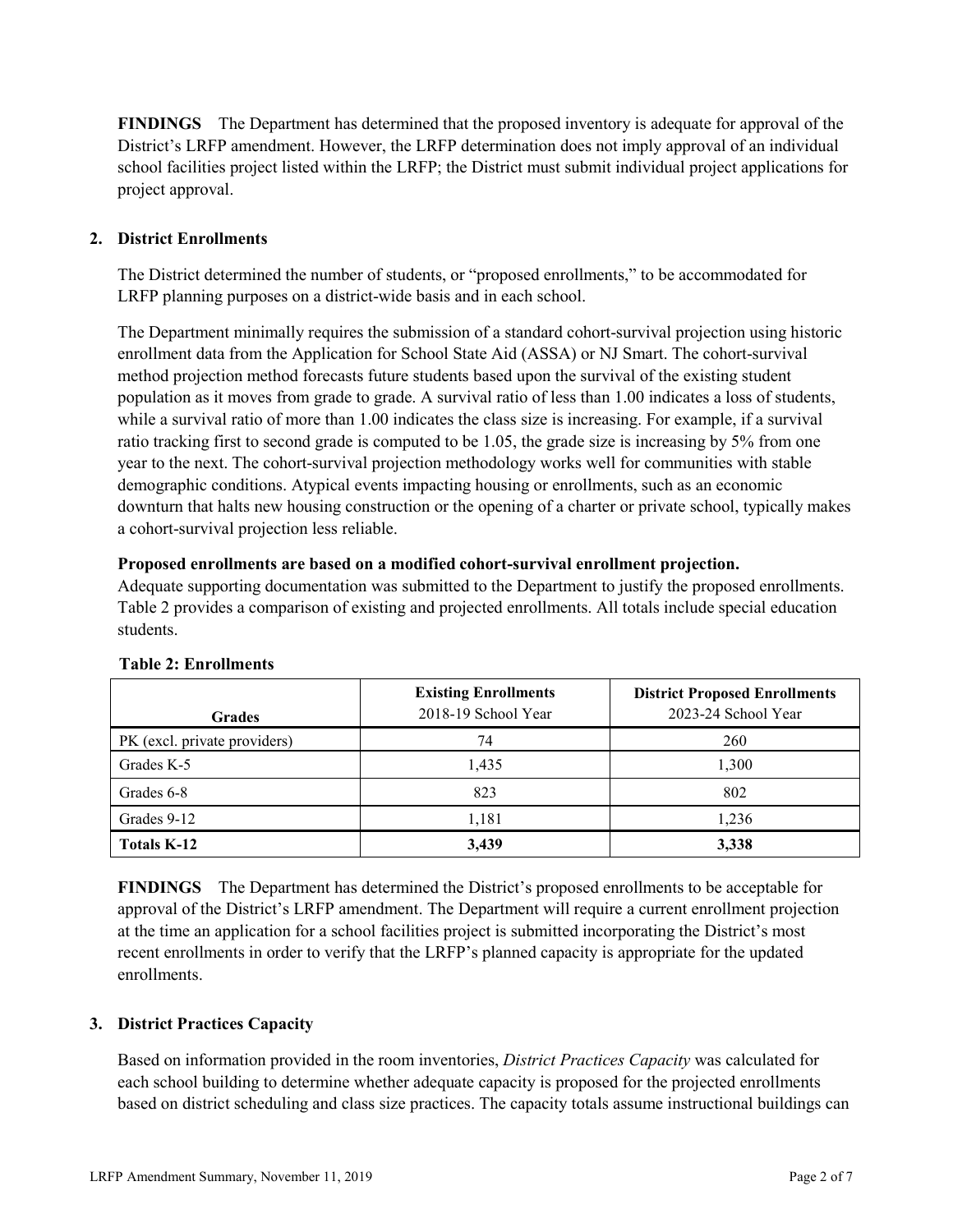**FINDINGS** The Department has determined that the proposed inventory is adequate for approval of the District's LRFP amendment. However, the LRFP determination does not imply approval of an individual school facilities project listed within the LRFP; the District must submit individual project applications for project approval.

## 2. District Enrollments

The District determined the number of students, or "proposed enrollments," to be accommodated for LRFP planning purposes on a district-wide basis and in each school.

The Department minimally requires the submission of a standard cohort-survival projection using historic enrollment data from the Application for School State Aid (ASSA) or NJ Smart. The cohort-survival method projection method forecasts future students based upon the survival of the existing student population as it moves from grade to grade. A survival ratio of less than 1.00 indicates a loss of students, while a survival ratio of more than 1.00 indicates the class size is increasing. For example, if a survival ratio tracking first to second grade is computed to be 1.05, the grade size is increasing by 5% from one year to the next. The cohort-survival projection methodology works well for communities with stable demographic conditions. Atypical events impacting housing or enrollments, such as an economic downturn that halts new housing construction or the opening of a charter or private school, typically makes a cohort-survival projection less reliable.

**Proposed enrollments are based on a modified cohort-survival enrollment projection.**
Adequate supporting documentation was submitted to the Department to justify the proposed enrollments. Table 2 provides a comparison of existing and projected enrollments. All totals include special education students.

**Table 2: Enrollments**

| Grades | Existing Enrollments 2018-19 School Year | District Proposed Enrollments 2023-24 School Year |
|---|---|---|
| PK (excl. private providers) | 74 | 260 |
| Grades K-5 | 1,435 | 1,300 |
| Grades 6-8 | 823 | 802 |
| Grades 9-12 | 1,181 | 1,236 |
| **Totals K-12** | **3,439** | **3,338** |

**FINDINGS** The Department has determined the District's proposed enrollments to be acceptable for approval of the District's LRFP amendment. The Department will require a current enrollment projection at the time an application for a school facilities project is submitted incorporating the District's most recent enrollments in order to verify that the LRFP's planned capacity is appropriate for the updated enrollments.

## 3. District Practices Capacity

Based on information provided in the room inventories, *District Practices Capacity* was calculated for each school building to determine whether adequate capacity is proposed for the projected enrollments based on district scheduling and class size practices. The capacity totals assume instructional buildings can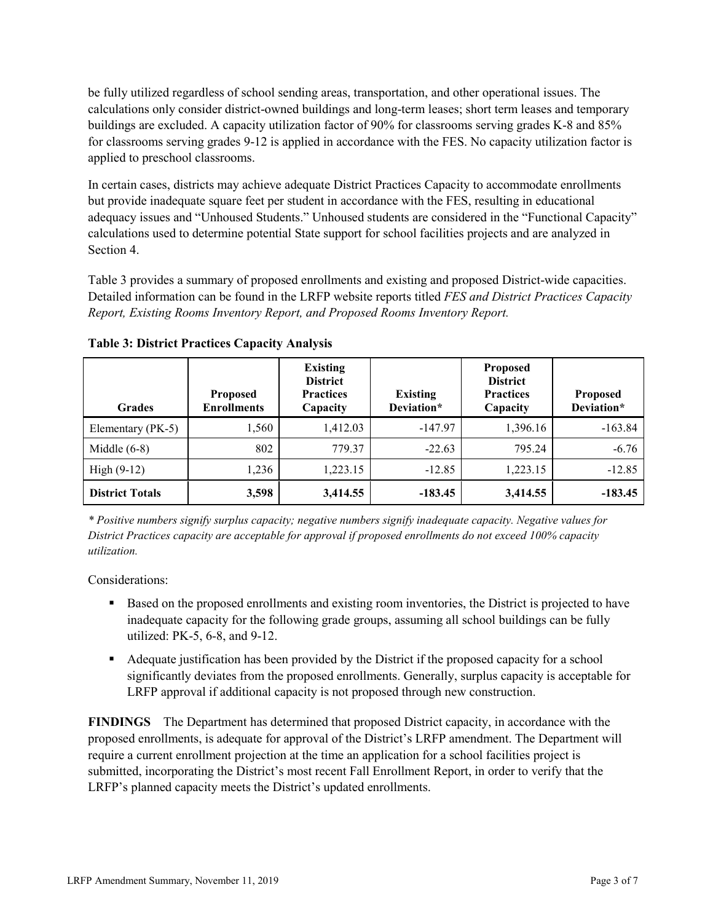be fully utilized regardless of school sending areas, transportation, and other operational issues. The calculations only consider district-owned buildings and long-term leases; short term leases and temporary buildings are excluded. A capacity utilization factor of 90% for classrooms serving grades K-8 and 85% for classrooms serving grades 9-12 is applied in accordance with the FES. No capacity utilization factor is applied to preschool classrooms.

In certain cases, districts may achieve adequate District Practices Capacity to accommodate enrollments but provide inadequate square feet per student in accordance with the FES, resulting in educational adequacy issues and "Unhoused Students." Unhoused students are considered in the "Functional Capacity" calculations used to determine potential State support for school facilities projects and are analyzed in Section 4.

Table 3 provides a summary of proposed enrollments and existing and proposed District-wide capacities. Detailed information can be found in the LRFP website reports titled *FES and District Practices Capacity Report, Existing Rooms Inventory Report, and Proposed Rooms Inventory Report.*

**Table 3: District Practices Capacity Analysis**

| Grades | Proposed Enrollments | Existing District Practices Capacity | Existing Deviation* | Proposed District Practices Capacity | Proposed Deviation* |
|---|---|---|---|---|---|
| Elementary (PK-5) | 1,560 | 1,412.03 | -147.97 | 1,396.16 | -163.84 |
| Middle (6-8) | 802 | 779.37 | -22.63 | 795.24 | -6.76 |
| High (9-12) | 1,236 | 1,223.15 | -12.85 | 1,223.15 | -12.85 |
| **District Totals** | **3,598** | **3,414.55** | **-183.45** | **3,414.55** | **-183.45** |

*\* Positive numbers signify surplus capacity; negative numbers signify inadequate capacity. Negative values for District Practices capacity are acceptable for approval if proposed enrollments do not exceed 100% capacity utilization.*

Considerations:

- Based on the proposed enrollments and existing room inventories, the District is projected to have inadequate capacity for the following grade groups, assuming all school buildings can be fully utilized: PK-5, 6-8, and 9-12.
- Adequate justification has been provided by the District if the proposed capacity for a school significantly deviates from the proposed enrollments. Generally, surplus capacity is acceptable for LRFP approval if additional capacity is not proposed through new construction.

**FINDINGS** The Department has determined that proposed District capacity, in accordance with the proposed enrollments, is adequate for approval of the District's LRFP amendment. The Department will require a current enrollment projection at the time an application for a school facilities project is submitted, incorporating the District's most recent Fall Enrollment Report, in order to verify that the LRFP's planned capacity meets the District's updated enrollments.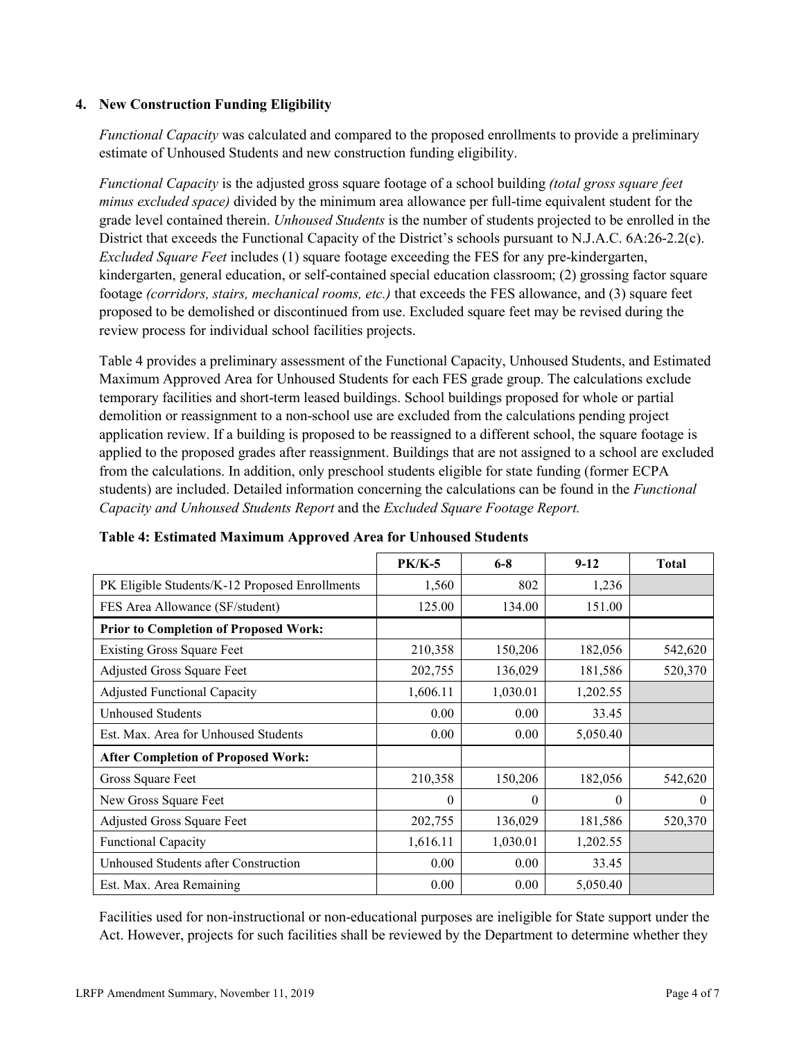## 4. New Construction Funding Eligibility

*Functional Capacity* was calculated and compared to the proposed enrollments to provide a preliminary estimate of Unhoused Students and new construction funding eligibility.

*Functional Capacity* is the adjusted gross square footage of a school building *(total gross square feet minus excluded space)* divided by the minimum area allowance per full-time equivalent student for the grade level contained therein. *Unhoused Students* is the number of students projected to be enrolled in the District that exceeds the Functional Capacity of the District's schools pursuant to N.J.A.C. 6A:26-2.2(c). *Excluded Square Feet* includes (1) square footage exceeding the FES for any pre-kindergarten, kindergarten, general education, or self-contained special education classroom; (2) grossing factor square footage *(corridors, stairs, mechanical rooms, etc.)* that exceeds the FES allowance, and (3) square feet proposed to be demolished or discontinued from use. Excluded square feet may be revised during the review process for individual school facilities projects.

Table 4 provides a preliminary assessment of the Functional Capacity, Unhoused Students, and Estimated Maximum Approved Area for Unhoused Students for each FES grade group. The calculations exclude temporary facilities and short-term leased buildings. School buildings proposed for whole or partial demolition or reassignment to a non-school use are excluded from the calculations pending project application review. If a building is proposed to be reassigned to a different school, the square footage is applied to the proposed grades after reassignment. Buildings that are not assigned to a school are excluded from the calculations. In addition, only preschool students eligible for state funding (former ECPA students) are included. Detailed information concerning the calculations can be found in the *Functional Capacity and Unhoused Students Report* and the *Excluded Square Footage Report.*

**Table 4: Estimated Maximum Approved Area for Unhoused Students**

| | PK/K-5 | 6-8 | 9-12 | Total |
|---|---|---|---|---|
| PK Eligible Students/K-12 Proposed Enrollments | 1,560 | 802 | 1,236 | |
| FES Area Allowance (SF/student) | 125.00 | 134.00 | 151.00 | |
| **Prior to Completion of Proposed Work:** | | | | |
| Existing Gross Square Feet | 210,358 | 150,206 | 182,056 | 542,620 |
| Adjusted Gross Square Feet | 202,755 | 136,029 | 181,586 | 520,370 |
| Adjusted Functional Capacity | 1,606.11 | 1,030.01 | 1,202.55 | |
| Unhoused Students | 0.00 | 0.00 | 33.45 | |
| Est. Max. Area for Unhoused Students | 0.00 | 0.00 | 5,050.40 | |
| **After Completion of Proposed Work:** | | | | |
| Gross Square Feet | 210,358 | 150,206 | 182,056 | 542,620 |
| New Gross Square Feet | 0 | 0 | 0 | 0 |
| Adjusted Gross Square Feet | 202,755 | 136,029 | 181,586 | 520,370 |
| Functional Capacity | 1,616.11 | 1,030.01 | 1,202.55 | |
| Unhoused Students after Construction | 0.00 | 0.00 | 33.45 | |
| Est. Max. Area Remaining | 0.00 | 0.00 | 5,050.40 | |

Facilities used for non-instructional or non-educational purposes are ineligible for State support under the Act. However, projects for such facilities shall be reviewed by the Department to determine whether they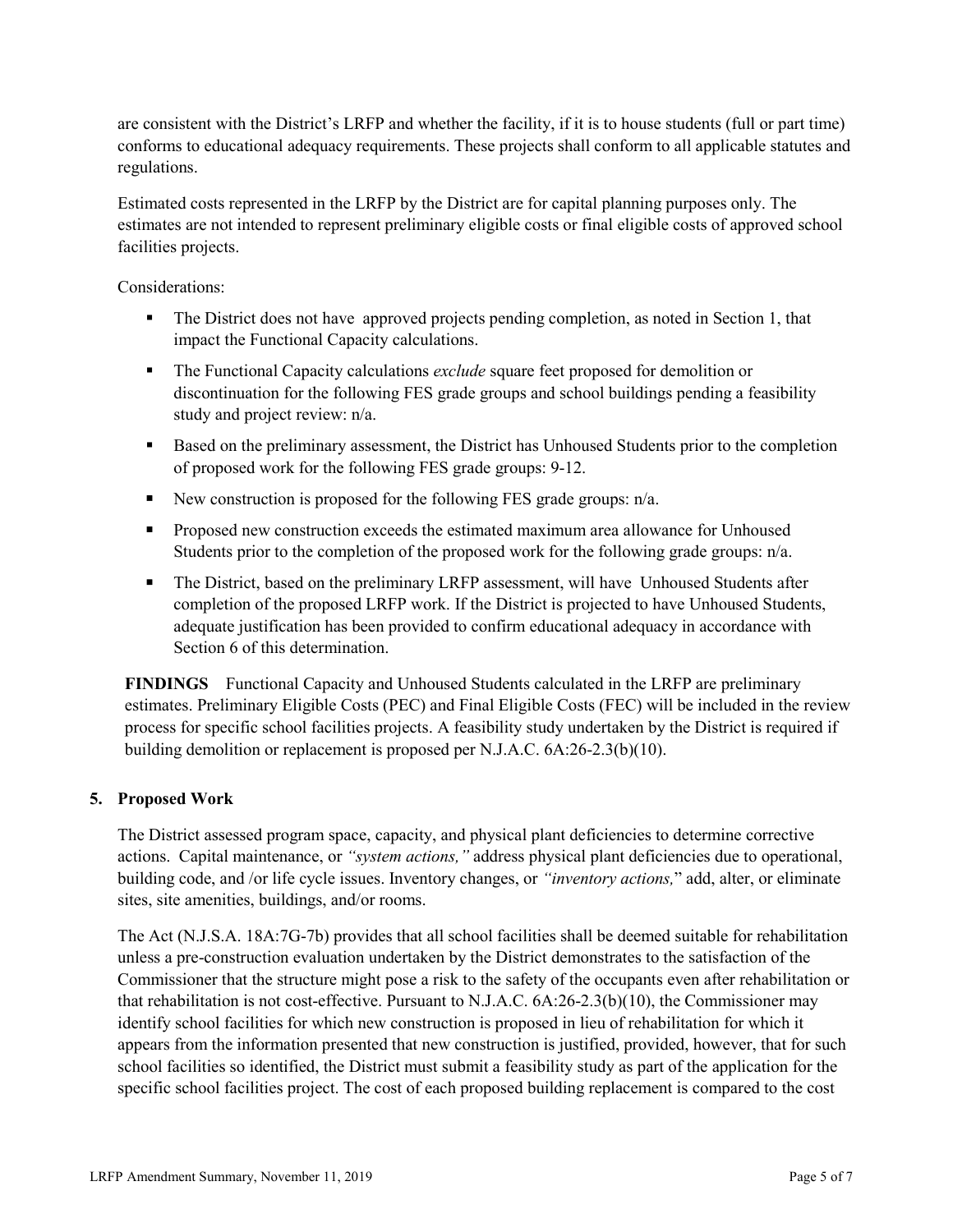are consistent with the District's LRFP and whether the facility, if it is to house students (full or part time) conforms to educational adequacy requirements. These projects shall conform to all applicable statutes and regulations.

Estimated costs represented in the LRFP by the District are for capital planning purposes only. The estimates are not intended to represent preliminary eligible costs or final eligible costs of approved school facilities projects.

Considerations:

- The District does not have approved projects pending completion, as noted in Section 1, that impact the Functional Capacity calculations.
- The Functional Capacity calculations *exclude* square feet proposed for demolition or discontinuation for the following FES grade groups and school buildings pending a feasibility study and project review: n/a.
- Based on the preliminary assessment, the District has Unhoused Students prior to the completion of proposed work for the following FES grade groups: 9-12.
- New construction is proposed for the following FES grade groups: n/a.
- Proposed new construction exceeds the estimated maximum area allowance for Unhoused Students prior to the completion of the proposed work for the following grade groups: n/a.
- The District, based on the preliminary LRFP assessment, will have Unhoused Students after completion of the proposed LRFP work. If the District is projected to have Unhoused Students, adequate justification has been provided to confirm educational adequacy in accordance with Section 6 of this determination.

**FINDINGS** Functional Capacity and Unhoused Students calculated in the LRFP are preliminary estimates. Preliminary Eligible Costs (PEC) and Final Eligible Costs (FEC) will be included in the review process for specific school facilities projects. A feasibility study undertaken by the District is required if building demolition or replacement is proposed per N.J.A.C. 6A:26-2.3(b)(10).

## 5. Proposed Work

The District assessed program space, capacity, and physical plant deficiencies to determine corrective actions. Capital maintenance, or *"system actions,"* address physical plant deficiencies due to operational, building code, and /or life cycle issues. Inventory changes, or *"inventory actions,"* add, alter, or eliminate sites, site amenities, buildings, and/or rooms.

The Act (N.J.S.A. 18A:7G-7b) provides that all school facilities shall be deemed suitable for rehabilitation unless a pre-construction evaluation undertaken by the District demonstrates to the satisfaction of the Commissioner that the structure might pose a risk to the safety of the occupants even after rehabilitation or that rehabilitation is not cost-effective. Pursuant to N.J.A.C. 6A:26-2.3(b)(10), the Commissioner may identify school facilities for which new construction is proposed in lieu of rehabilitation for which it appears from the information presented that new construction is justified, provided, however, that for such school facilities so identified, the District must submit a feasibility study as part of the application for the specific school facilities project. The cost of each proposed building replacement is compared to the cost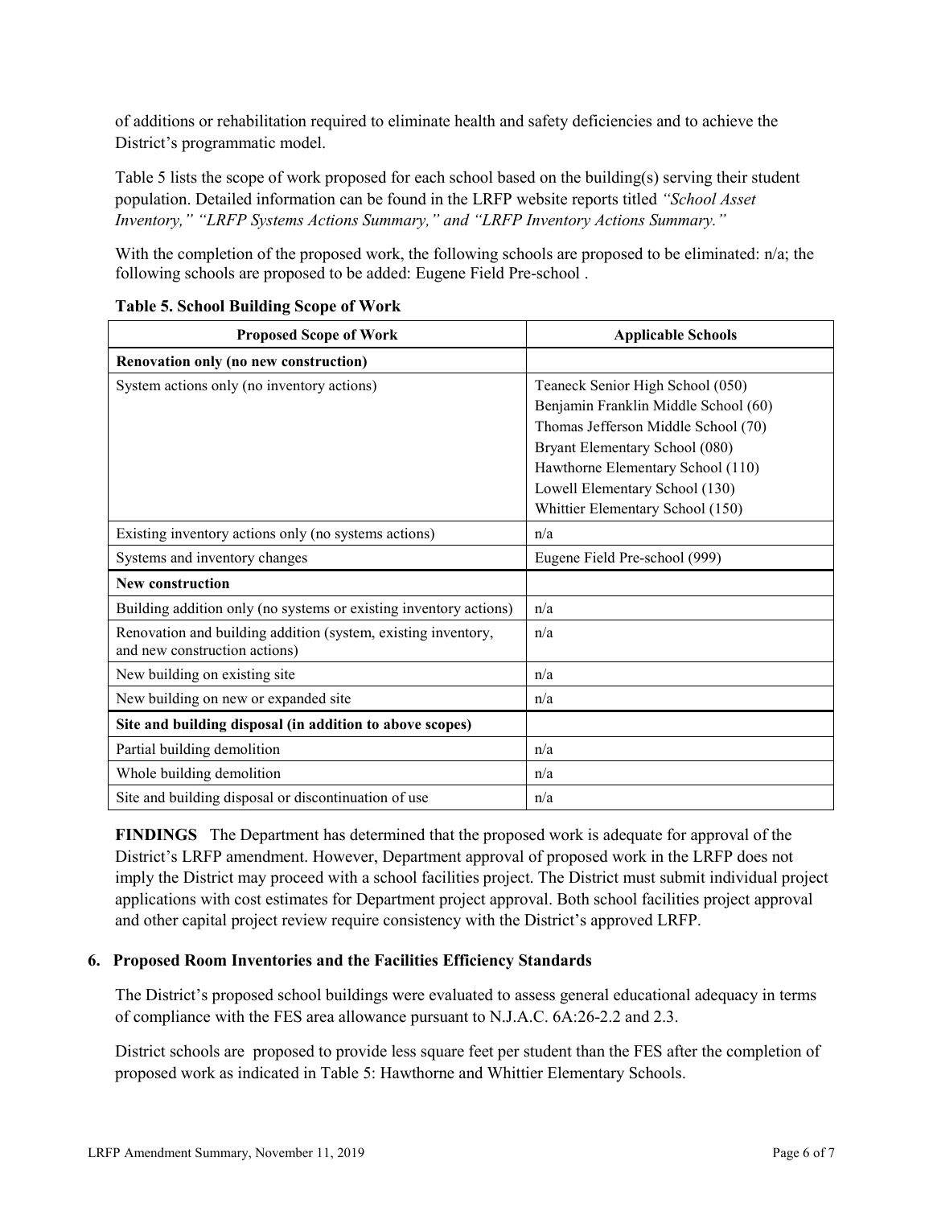of additions or rehabilitation required to eliminate health and safety deficiencies and to achieve the District's programmatic model.

Table 5 lists the scope of work proposed for each school based on the building(s) serving their student population. Detailed information can be found in the LRFP website reports titled *"School Asset Inventory," "LRFP Systems Actions Summary," and "LRFP Inventory Actions Summary."*

With the completion of the proposed work, the following schools are proposed to be eliminated: n/a; the following schools are proposed to be added: Eugene Field Pre-school .

**Table 5. School Building Scope of Work**

| Proposed Scope of Work | Applicable Schools |
|---|---|
| **Renovation only (no new construction)** | |
| System actions only (no inventory actions) | Teaneck Senior High School (050)<br>Benjamin Franklin Middle School (60)<br>Thomas Jefferson Middle School (70)<br>Bryant Elementary School (080)<br>Hawthorne Elementary School (110)<br>Lowell Elementary School (130)<br>Whittier Elementary School (150) |
| Existing inventory actions only (no systems actions) | n/a |
| Systems and inventory changes | Eugene Field Pre-school (999) |
| **New construction** | |
| Building addition only (no systems or existing inventory actions) | n/a |
| Renovation and building addition (system, existing inventory, and new construction actions) | n/a |
| New building on existing site | n/a |
| New building on new or expanded site | n/a |
| **Site and building disposal (in addition to above scopes)** | |
| Partial building demolition | n/a |
| Whole building demolition | n/a |
| Site and building disposal or discontinuation of use | n/a |

**FINDINGS** The Department has determined that the proposed work is adequate for approval of the District's LRFP amendment. However, Department approval of proposed work in the LRFP does not imply the District may proceed with a school facilities project. The District must submit individual project applications with cost estimates for Department project approval. Both school facilities project approval and other capital project review require consistency with the District's approved LRFP.

## 6. Proposed Room Inventories and the Facilities Efficiency Standards

The District's proposed school buildings were evaluated to assess general educational adequacy in terms of compliance with the FES area allowance pursuant to N.J.A.C. 6A:26-2.2 and 2.3.

District schools are proposed to provide less square feet per student than the FES after the completion of proposed work as indicated in Table 5: Hawthorne and Whittier Elementary Schools.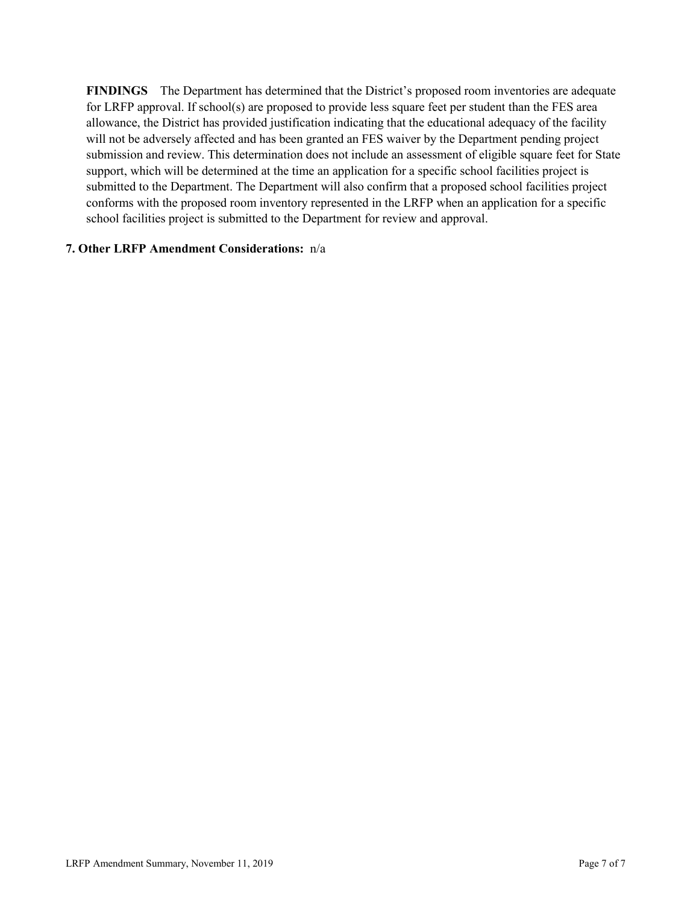**FINDINGS** The Department has determined that the District's proposed room inventories are adequate for LRFP approval. If school(s) are proposed to provide less square feet per student than the FES area allowance, the District has provided justification indicating that the educational adequacy of the facility will not be adversely affected and has been granted an FES waiver by the Department pending project submission and review. This determination does not include an assessment of eligible square feet for State support, which will be determined at the time an application for a specific school facilities project is submitted to the Department. The Department will also confirm that a proposed school facilities project conforms with the proposed room inventory represented in the LRFP when an application for a specific school facilities project is submitted to the Department for review and approval.

**7. Other LRFP Amendment Considerations:** n/a